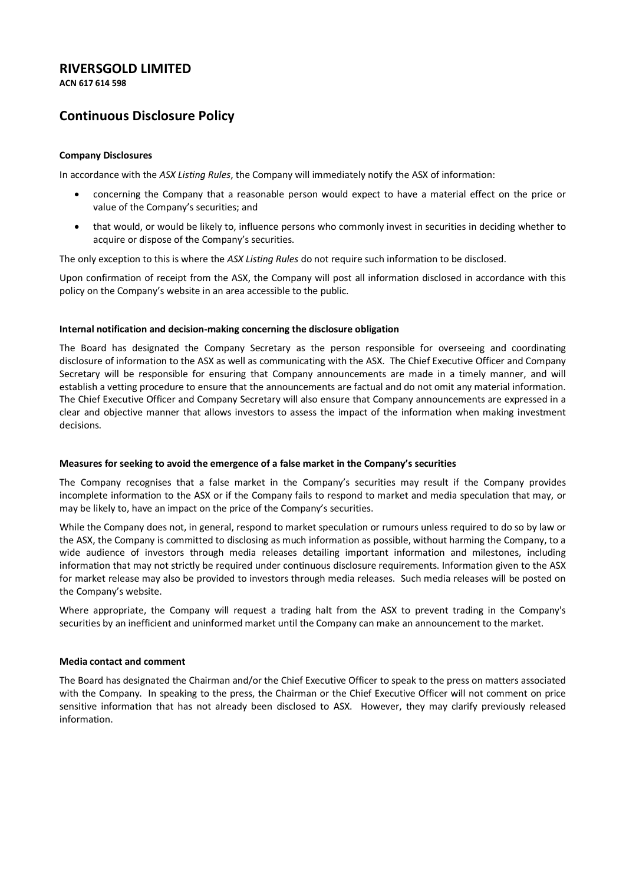# RIVERSGOLD LIMITED

**ACN 617 614 598**

## Continuous Disclosure Policy

**Company Disclosures**

In accordance with the *ASX Listing Rules*, the Company will immediately notify the ASX of information:

- concerning the Company that a reasonable person would expect to have a material effect on the price or value of the Company's securities; and
- that would, or would be likely to, influence persons who commonly invest in securities in deciding whether to acquire or dispose of the Company's securities.

The only exception to this is where the *ASX Listing Rules* do not require such information to be disclosed.

Upon confirmation of receipt from the ASX, the Company will post all information disclosed in accordance with this policy on the Company's website in an area accessible to the public.

**Internal notification and decision-making concerning the disclosure obligation**

The Board has designated the Company Secretary as the person responsible for overseeing and coordinating disclosure of information to the ASX as well as communicating with the ASX. The Chief Executive Officer and Company Secretary will be responsible for ensuring that Company announcements are made in a timely manner, and will establish a vetting procedure to ensure that the announcements are factual and do not omit any material information. The Chief Executive Officer and Company Secretary will also ensure that Company announcements are expressed in a clear and objective manner that allows investors to assess the impact of the information when making investment decisions.

**Measures for seeking to avoid the emergence of a false market in the Company's securities**

The Company recognises that a false market in the Company's securities may result if the Company provides incomplete information to the ASX or if the Company fails to respond to market and media speculation that may, or may be likely to, have an impact on the price of the Company's securities.

While the Company does not, in general, respond to market speculation or rumours unless required to do so by law or the ASX, the Company is committed to disclosing as much information as possible, without harming the Company, to a wide audience of investors through media releases detailing important information and milestones, including information that may not strictly be required under continuous disclosure requirements. Information given to the ASX for market release may also be provided to investors through media releases. Such media releases will be posted on the Company's website.

Where appropriate, the Company will request a trading halt from the ASX to prevent trading in the Company's securities by an inefficient and uninformed market until the Company can make an announcement to the market.

**Media contact and comment**

The Board has designated the Chairman and/or the Chief Executive Officer to speak to the press on matters associated with the Company. In speaking to the press, the Chairman or the Chief Executive Officer will not comment on price sensitive information that has not already been disclosed to ASX. However, they may clarify previously released information.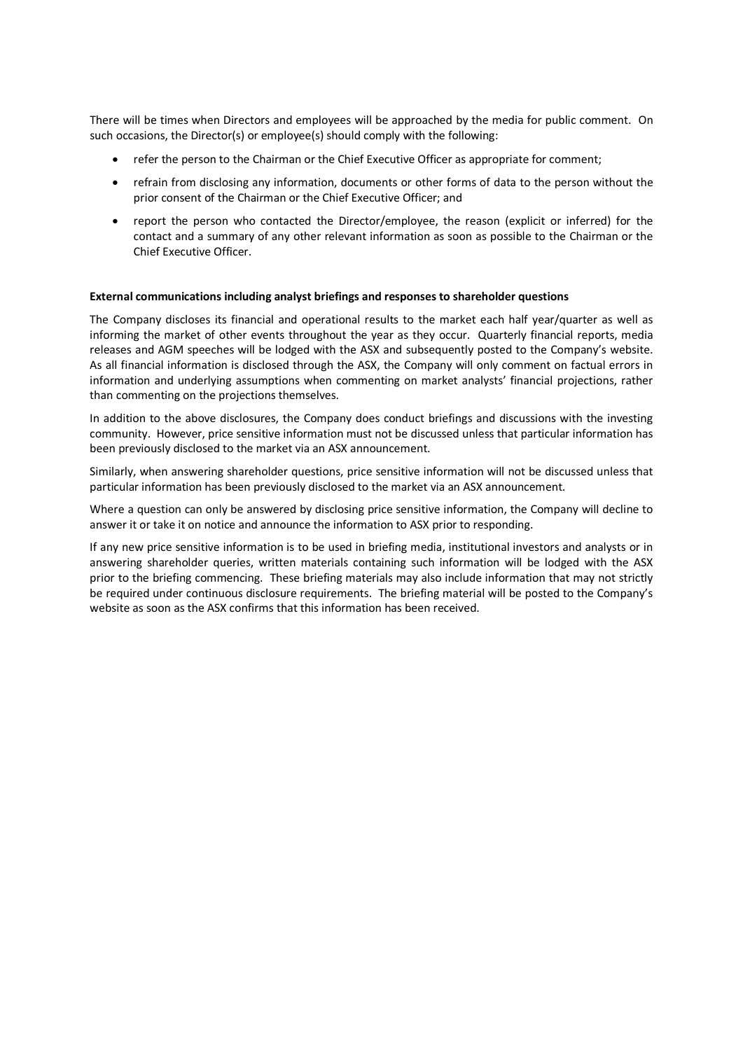There will be times when Directors and employees will be approached by the media for public comment. On such occasions, the Director(s) or employee(s) should comply with the following:

- refer the person to the Chairman or the Chief Executive Officer as appropriate for comment;
- refrain from disclosing any information, documents or other forms of data to the person without the prior consent of the Chairman or the Chief Executive Officer; and
- report the person who contacted the Director/employee, the reason (explicit or inferred) for the contact and a summary of any other relevant information as soon as possible to the Chairman or the Chief Executive Officer.

**External communications including analyst briefings and responses to shareholder questions**

The Company discloses its financial and operational results to the market each half year/quarter as well as informing the market of other events throughout the year as they occur. Quarterly financial reports, media releases and AGM speeches will be lodged with the ASX and subsequently posted to the Company's website. As all financial information is disclosed through the ASX, the Company will only comment on factual errors in information and underlying assumptions when commenting on market analysts' financial projections, rather than commenting on the projections themselves.

In addition to the above disclosures, the Company does conduct briefings and discussions with the investing community. However, price sensitive information must not be discussed unless that particular information has been previously disclosed to the market via an ASX announcement.

Similarly, when answering shareholder questions, price sensitive information will not be discussed unless that particular information has been previously disclosed to the market via an ASX announcement.

Where a question can only be answered by disclosing price sensitive information, the Company will decline to answer it or take it on notice and announce the information to ASX prior to responding.

If any new price sensitive information is to be used in briefing media, institutional investors and analysts or in answering shareholder queries, written materials containing such information will be lodged with the ASX prior to the briefing commencing. These briefing materials may also include information that may not strictly be required under continuous disclosure requirements. The briefing material will be posted to the Company's website as soon as the ASX confirms that this information has been received.